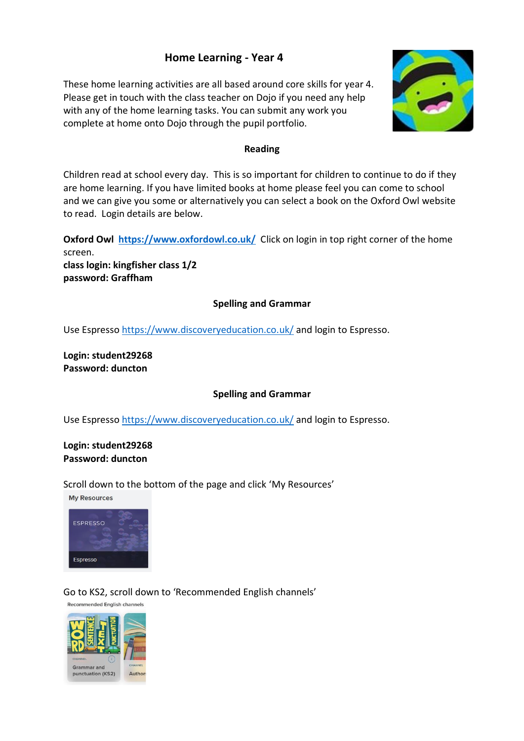# Home Learning - Year 4

These home learning activities are all based around core skills for year 4. Please get in touch with the class teacher on Dojo if you need any help with any of the home learning tasks. You can submit any work you complete at home onto Dojo through the pupil portfolio.

## Reading

Children read at school every day. This is so important for children to continue to do if they are home learning. If you have limited books at home please feel you can come to school and we can give you some or alternatively you can select a book on the Oxford Owl website to read. Login details are below.

**Oxford Owl** **https://www.oxfordowl.co.uk/** Click on login in top right corner of the home screen.
**class login: kingfisher class 1/2**
**password: Graffham**

## Spelling and Grammar

Use Espresso https://www.discoveryeducation.co.uk/ and login to Espresso.

**Login: student29268**
**Password: duncton**

## Spelling and Grammar

Use Espresso https://www.discoveryeducation.co.uk/ and login to Espresso.

**Login: student29268**
**Password: duncton**

Scroll down to the bottom of the page and click 'My Resources'

Go to KS2, scroll down to 'Recommended English channels'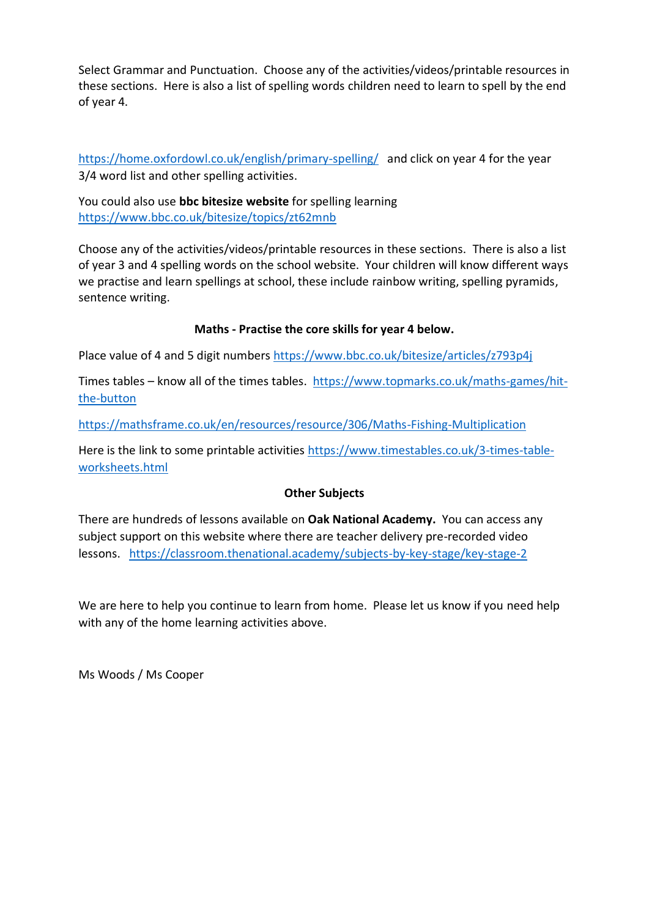Select Grammar and Punctuation. Choose any of the activities/videos/printable resources in these sections. Here is also a list of spelling words children need to learn to spell by the end of year 4.

https://home.oxfordowl.co.uk/english/primary-spelling/ and click on year 4 for the year 3/4 word list and other spelling activities.

You could also use **bbc bitesize website** for spelling learning https://www.bbc.co.uk/bitesize/topics/zt62mnb

Choose any of the activities/videos/printable resources in these sections. There is also a list of year 3 and 4 spelling words on the school website. Your children will know different ways we practise and learn spellings at school, these include rainbow writing, spelling pyramids, sentence writing.

**Maths - Practise the core skills for year 4 below.**

Place value of 4 and 5 digit numbers https://www.bbc.co.uk/bitesize/articles/z793p4j

Times tables – know all of the times tables. https://www.topmarks.co.uk/maths-games/hit-the-button

https://mathsframe.co.uk/en/resources/resource/306/Maths-Fishing-Multiplication

Here is the link to some printable activities https://www.timestables.co.uk/3-times-table-worksheets.html

**Other Subjects**

There are hundreds of lessons available on **Oak National Academy.** You can access any subject support on this website where there are teacher delivery pre-recorded video lessons. https://classroom.thenational.academy/subjects-by-key-stage/key-stage-2

We are here to help you continue to learn from home. Please let us know if you need help with any of the home learning activities above.

Ms Woods / Ms Cooper